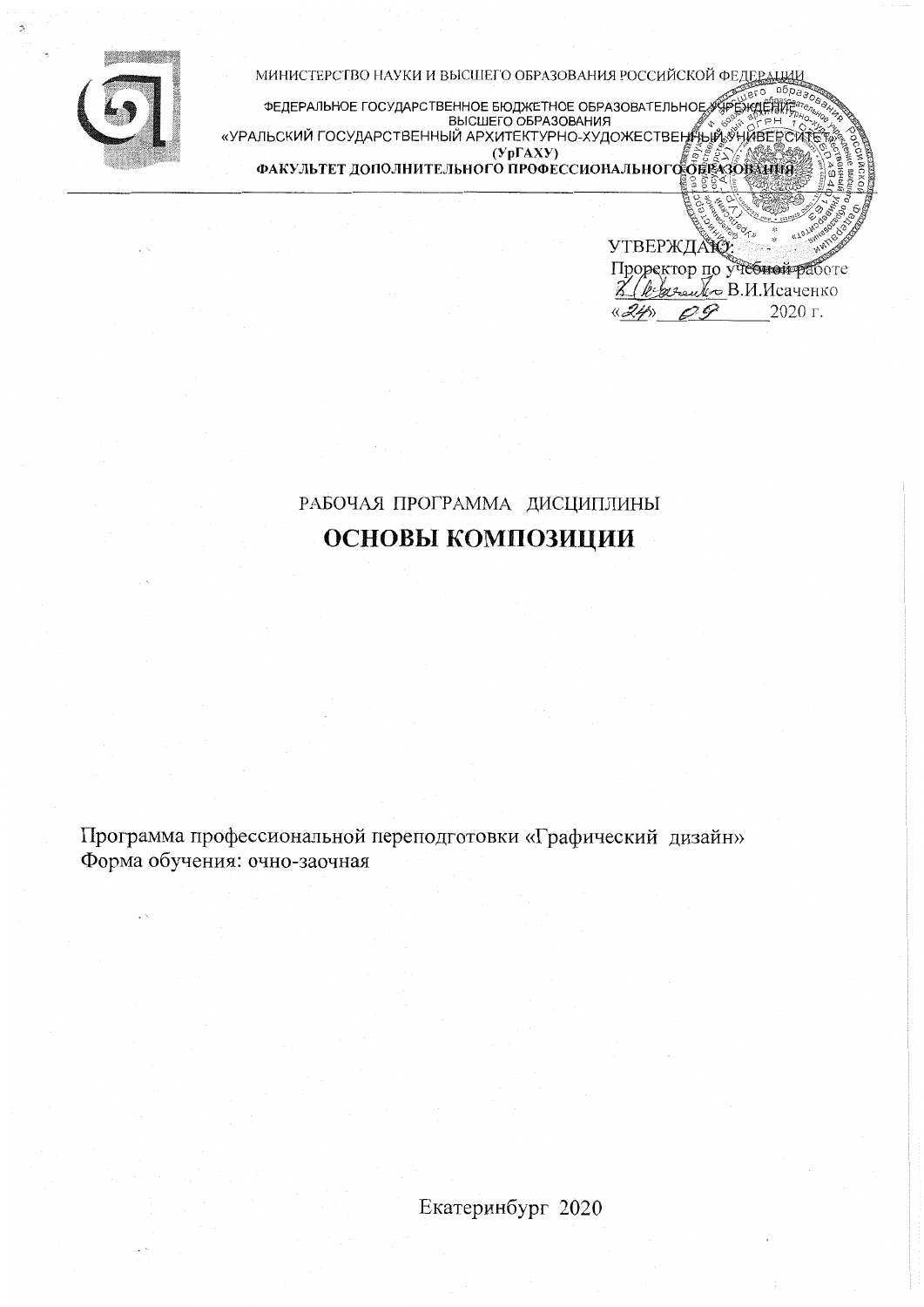МИНИСТЕРСТВО НАУКИ И ВЫСШЕГО ОБРАЗОВАНИЯ РОССИЙСКОЙ ФЕДЕРАЦИИ

ФЕДЕРАЛЬНОЕ ГОСУДАРСТВЕННОЕ БЮДЖЕТНОЕ ОБРАЗОВАТЕЛЬНОЕ УЧРЕЖДЕНИЕ ВЫСШЕГО ОБРАЗОВАНИЯ
«УРАЛЬСКИЙ ГОСУДАРСТВЕННЫЙ АРХИТЕКТУРНО-ХУДОЖЕСТВЕННЫЙ УНИВЕРСИТЕТ»
**(УрГАХУ)**
**ФАКУЛЬТЕТ ДОПОЛНИТЕЛЬНОГО ПРОФЕССИОНАЛЬНОГО ОБРАЗОВАНИЯ**

УТВЕРЖДАЮ:
Проректор по учебной работе
_______ В.И.Исаченко
«24» 09 2020 г.

РАБОЧАЯ ПРОГРАММА ДИСЦИПЛИНЫ

# ОСНОВЫ КОМПОЗИЦИИ

Программа профессиональной переподготовки «Графический дизайн»
Форма обучения: очно-заочная

Екатеринбург 2020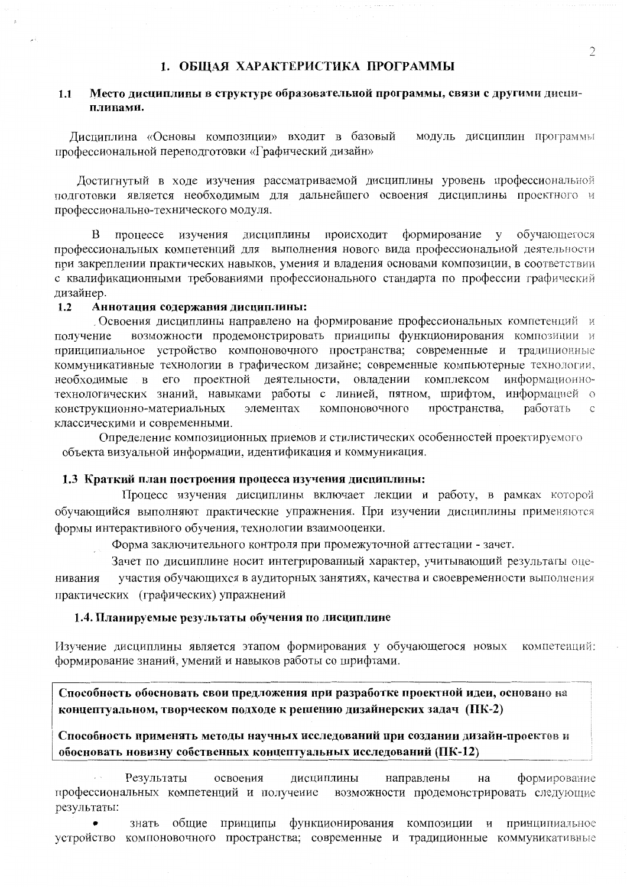# 1. ОБЩАЯ ХАРАКТЕРИСТИКА ПРОГРАММЫ

## 1.1 Место дисциплины в структуре образовательной программы, связи с другими дисциплинами.

Дисциплина «Основы композиции» входит в базовый модуль дисциплин программы профессиональной переподготовки «Графический дизайн»

Достигнутый в ходе изучения рассматриваемой дисциплины уровень профессиональной подготовки является необходимым для дальнейшего освоения дисциплины проектного и профессионально-технического модуля.

В процессе изучения дисциплины происходит формирование у обучающегося профессиональных компетенций для выполнения нового вида профессиональной деятельности при закреплении практических навыков, умения и владения основами композиции, в соответствии с квалификационными требованиями профессионального стандарта по профессии графический дизайнер.

## 1.2 Аннотация содержания дисциплины:

Освоения дисциплины направлено на формирование профессиональных компетенций и получение возможности продемонстрировать принципы функционирования композиции и принципиальное устройство компоновочного пространства; современные и традиционные коммуникативные технологии в графическом дизайне; современные компьютерные технологии, необходимые в его проектной деятельности, овладении комплексом информационно-технологических знаний, навыками работы с линией, пятном, шрифтом, информацией о конструкционно-материальных элементах компоновочного пространства, работать с классическими и современными.

Определение композиционных приемов и стилистических особенностей проектируемого объекта визуальной информации, идентификация и коммуникация.

## 1.3 Краткий план построения процесса изучения дисциплины:

Процесс изучения дисциплины включает лекции и работу, в рамках которой обучающийся выполняют практические упражнения. При изучении дисциплины применяются формы интерактивного обучения, технологии взаимооценки.

Форма заключительного контроля при промежуточной аттестации - зачет.

Зачет по дисциплине носит интегрированный характер, учитывающий результаты оценивания участия обучающихся в аудиторных занятиях, качества и своевременности выполнения практических (графических) упражнений

## 1.4. Планируемые результаты обучения по дисциплине

Изучение дисциплины является этапом формирования у обучающегося новых компетенций: формирование знаний, умений и навыков работы со шрифтами.

| **Способность обосновать свои предложения при разработке проектной идеи, основано на концептуальном, творческом подходе к решению дизайнерских задач (ПК-2)** |
|---|
| **Способность применять методы научных исследований при создании дизайн-проектов и обосновать новизну собственных концептуальных исследований (ПК-12)** |

Результаты освоения дисциплины направлены на формирование профессиональных компетенций и получение возможности продемонстрировать следующие результаты:

- знать общие принципы функционирования композиции и принципиальное устройство компоновочного пространства; современные и традиционные коммуникативные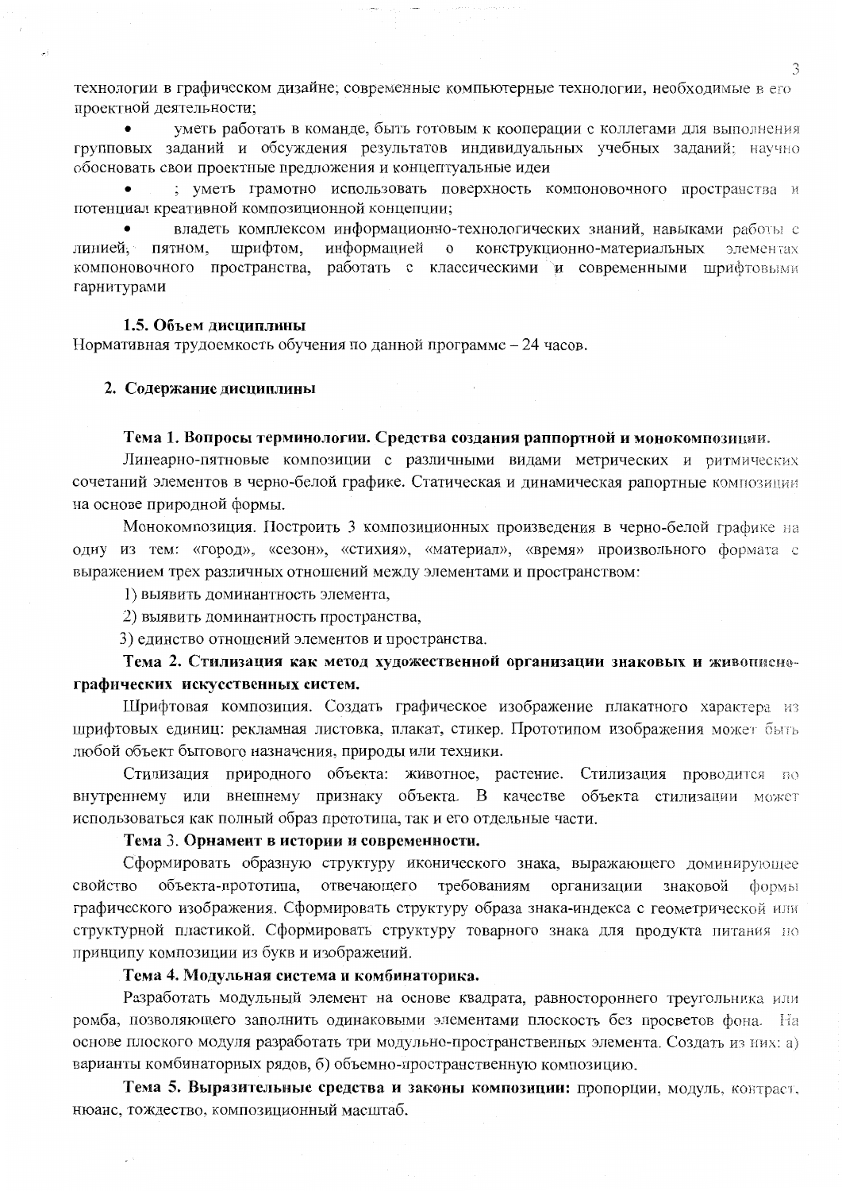технологии в графическом дизайне; современные компьютерные технологии, необходимые в его проектной деятельности;

- уметь работать в команде, быть готовым к кооперации с коллегами для выполнения групповых заданий и обсуждения результатов индивидуальных учебных заданий; научно обосновать свои проектные предложения и концептуальные идеи
- ; уметь грамотно использовать поверхность компоновочного пространства и потенциал креативной композиционной концепции;
- владеть комплексом информационно-технологических знаний, навыками работы с линией, пятном, шрифтом, информацией о конструкционно-материальных элементах компоновочного пространства, работать с классическими и современными шрифтовыми гарнитурами

### 1.5. Объем дисциплины

Нормативная трудоемкость обучения по данной программе – 24 часов.

## 2. Содержание дисциплины

### Тема 1. Вопросы терминологии. Средства создания раппортной и монокомпозиции.

Линеарно-пятновые композиции с различными видами метрических и ритмических сочетаний элементов в черно-белой графике. Статическая и динамическая рапортные композиции на основе природной формы.

Монокомпозиция. Построить 3 композиционных произведения в черно-белой графике на одну из тем: «город», «сезон», «стихия», «материал», «время» произвольного формата с выражением трех различных отношений между элементами и пространством:

1) выявить доминантность элемента,
2) выявить доминантность пространства,
3) единство отношений элементов и пространства.

### Тема 2. Стилизация как метод художественной организации знаковых и живописно-графических искусственных систем.

Шрифтовая композиция. Создать графическое изображение плакатного характера из шрифтовых единиц: рекламная листовка, плакат, стикер. Прототипом изображения может быть любой объект бытового назначения, природы или техники.

Стилизация природного объекта: животное, растение. Стилизация проводится по внутреннему или внешнему признаку объекта. В качестве объекта стилизации может использоваться как полный образ прототипа, так и его отдельные части.

### Тема 3. Орнамент в истории и современности.

Сформировать образную структуру иконического знака, выражающего доминирующее свойство объекта-прототипа, отвечающего требованиям организации знаковой формы графического изображения. Сформировать структуру образа знака-индекса с геометрической или структурной пластикой. Сформировать структуру товарного знака для продукта питания по принципу композиции из букв и изображений.

### Тема 4. Модульная система и комбинаторика.

Разработать модульный элемент на основе квадрата, равностороннего треугольника или ромба, позволяющего заполнить одинаковыми элементами плоскость без просветов фона. На основе плоского модуля разработать три модульно-пространственных элемента. Создать из них: а) варианты комбинаторных рядов, б) объемно-пространственную композицию.

**Тема 5. Выразительные средства и законы композиции:** пропорции, модуль, контраст, нюанс, тождество, композиционный масштаб.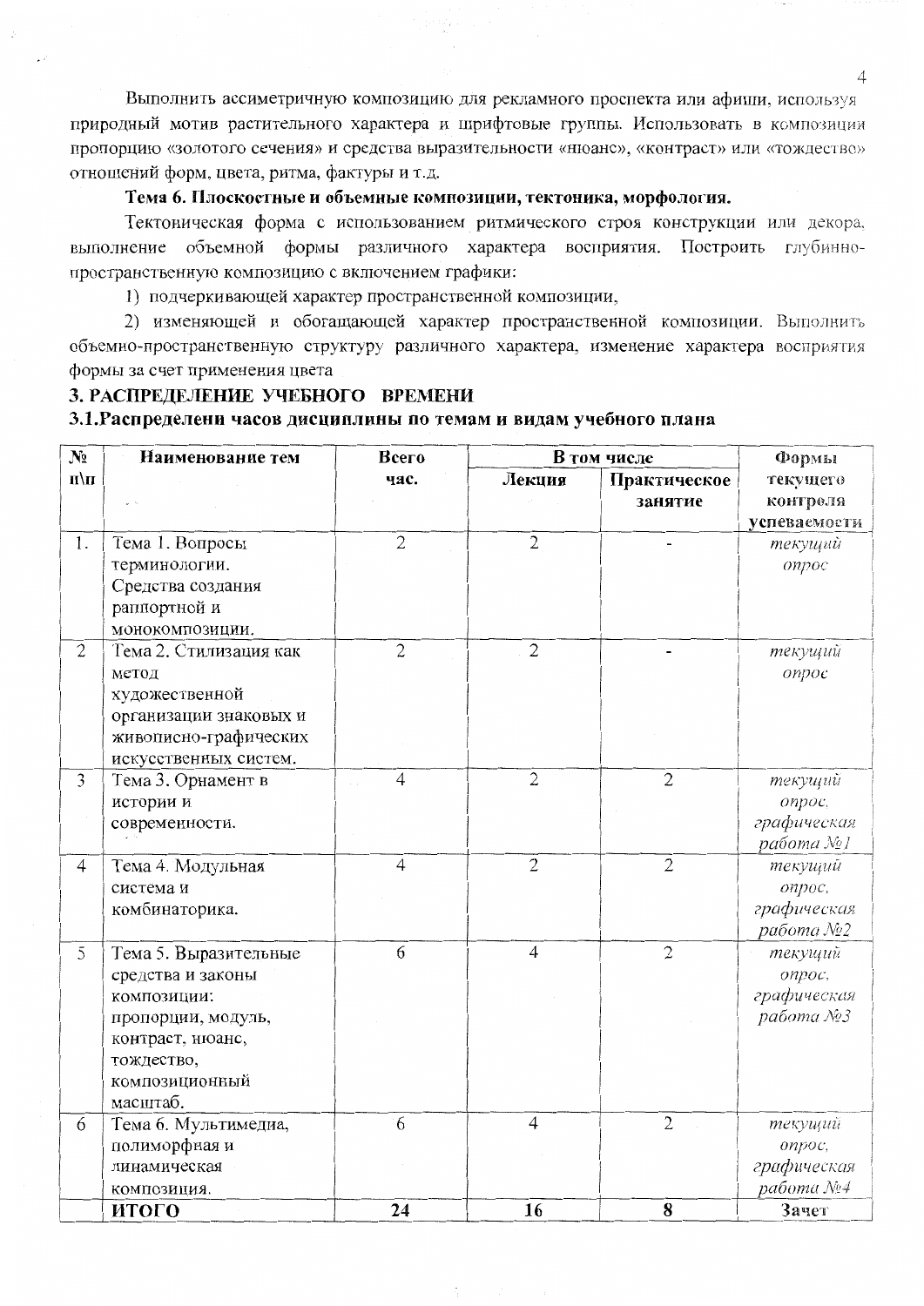Выполнить ассиметричную композицию для рекламного проспекта или афиши, используя природный мотив растительного характера и шрифтовые группы. Использовать в композиции пропорцию «золотого сечения» и средства выразительности «нюанс», «контраст» или «тождество» отношений форм, цвета, ритма, фактуры и т.д.

**Тема 6. Плоскостные и объемные композиции, тектоника, морфология.**

Тектоническая форма с использованием ритмического строя конструкции или декора, выполнение объемной формы различного характера восприятия. Построить глубинно-пространственную композицию с включением графики:

1) подчеркивающей характер пространственной композиции,

2) изменяющей и обогащающей характер пространственной композиции. Выполнить объемно-пространственную структуру различного характера, изменение характера восприятия формы за счет применения цвета

## 3. РАСПРЕДЕЛЕНИЕ УЧЕБНОГО ВРЕМЕНИ

### 3.1.Распределени часов дисциплины по темам и видам учебного плана

| № п\п | Наименование тем | Всего час. | В том числе | | Формы текущего контроля успеваемости |
|---|---|---|---|---|---|
| | | | Лекция | Практическое занятие | |
| 1. | Тема 1. Вопросы терминологии. Средства создания раппортной и монокомпозиции. | 2 | 2 | - | *текущий опрос* |
| 2 | Тема 2. Стилизация как метод художественной организации знаковых и живописно-графических искусственных систем. | 2 | 2 | - | *текущий опрос* |
| 3 | Тема 3. Орнамент в истории и современности. | 4 | 2 | 2 | *текущий опрос, графическая работа №1* |
| 4 | Тема 4. Модульная система и комбинаторика. | 4 | 2 | 2 | *текущий опрос, графическая работа №2* |
| 5 | Тема 5. Выразительные средства и законы композиции: пропорции, модуль, контраст, нюанс, тождество, композиционный масштаб. | 6 | 4 | 2 | *текущий опрос, графическая работа №3* |
| 6 | Тема 6. Мультимедиа, полиморфная и динамическая композиция. | 6 | 4 | 2 | *текущий опрос, графическая работа №4* |
| | **ИТОГО** | **24** | **16** | **8** | **Зачет** |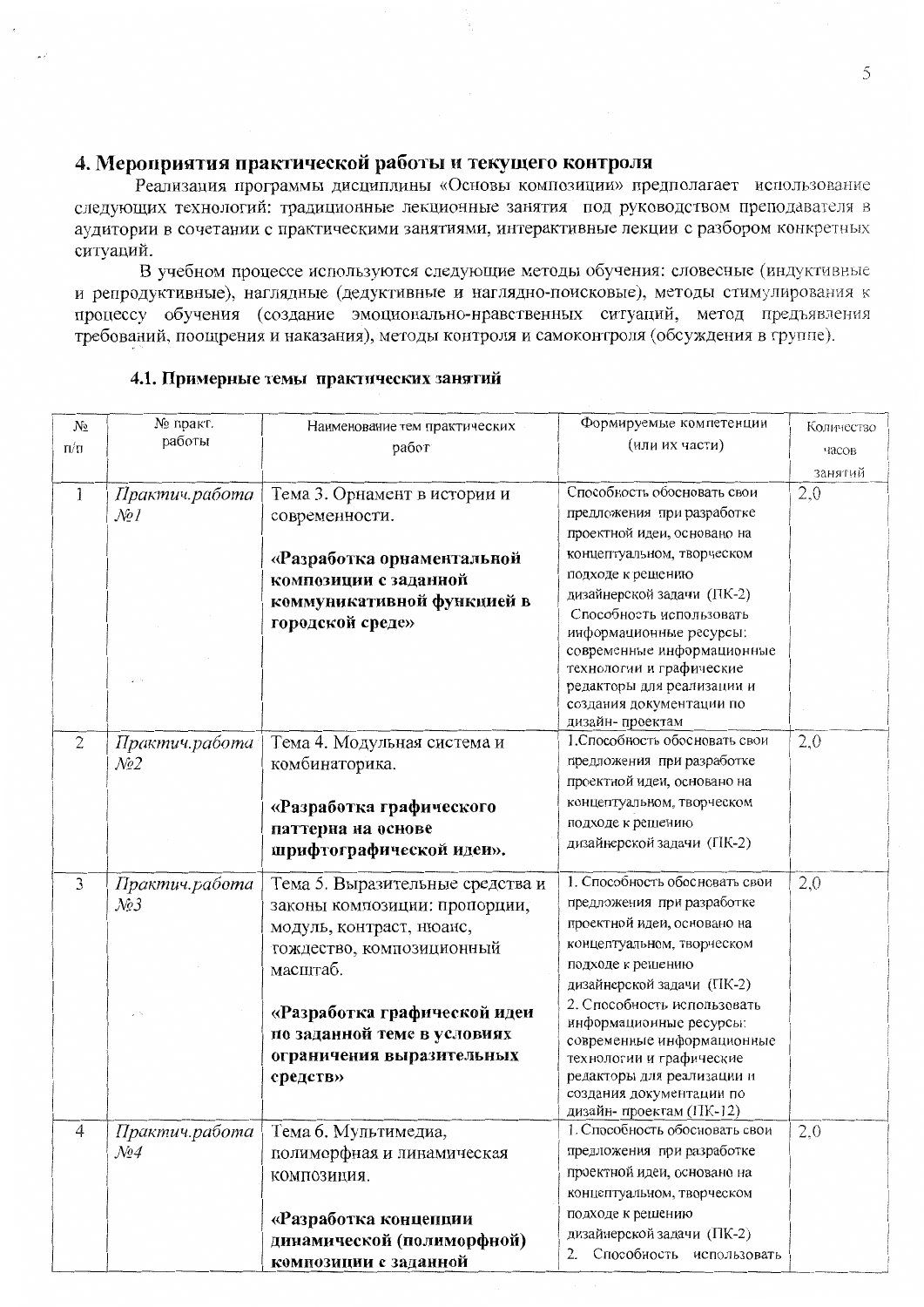## 4. Мероприятия практической работы и текущего контроля

Реализация программы дисциплины «Основы композиции» предполагает использование следующих технологий: традиционные лекционные занятия под руководством преподавателя в аудитории в сочетании с практическими занятиями, интерактивные лекции с разбором конкретных ситуаций.

В учебном процессе используются следующие методы обучения: словесные (индуктивные и репродуктивные), наглядные (дедуктивные и наглядно-поисковые), методы стимулирования к процессу обучения (создание эмоционально-нравственных ситуаций, метод предъявления требований, поощрения и наказания), методы контроля и самоконтроля (обсуждения в группе).

### 4.1. Примерные темы практических занятий

| № п/п | № практ. работы | Наименование тем практических работ | Формируемые компетенции (или их части) | Количество часов занятий |
|---|---|---|---|---|
| 1 | *Практич.работа №1* | Тема 3. Орнамент в истории и современности. **«Разработка орнаментальной композиции с заданной коммуникативной функцией в городской среде»** | Способность обосновать свои предложения при разработке проектной идеи, основано на концептуальном, творческом подходе к решению дизайнерской задачи (ПК-2) Способность использовать информационные ресурсы: современные информационные технологии и графические редакторы для реализации и создания документации по дизайн- проектам | 2,0 |
| 2 | *Практич.работа №2* | Тема 4. Модульная система и комбинаторика. **«Разработка графического паттерна на основе шрифтографической идеи».** | 1.Способность обосновать свои предложения при разработке проектной идеи, основано на концептуальном, творческом подходе к решению дизайнерской задачи (ПК-2) | 2,0 |
| 3 | *Практич.работа №3* | Тема 5. Выразительные средства и законы композиции: пропорции, модуль, контраст, нюанс, тождество, композиционный масштаб. **«Разработка графической идеи по заданной теме в условиях ограничения выразительных средств»** | 1. Способность обосновать свои предложения при разработке проектной идеи, основано на концептуальном, творческом подходе к решению дизайнерской задачи (ПК-2) 2. Способность использовать информационные ресурсы: современные информационные технологии и графические редакторы для реализации и создания документации по дизайн- проектам (ПК-12) | 2,0 |
| 4 | *Практич.работа №4* | Тема 6. Мультимедиа, полиморфная и динамическая композиция. **«Разработка концепции динамической (полиморфной) композиции с заданной** | 1. Способность обосновать свои предложения при разработке проектной идеи, основано на концептуальном, творческом подходе к решению дизайнерской задачи (ПК-2) 2. Способность использовать | 2,0 |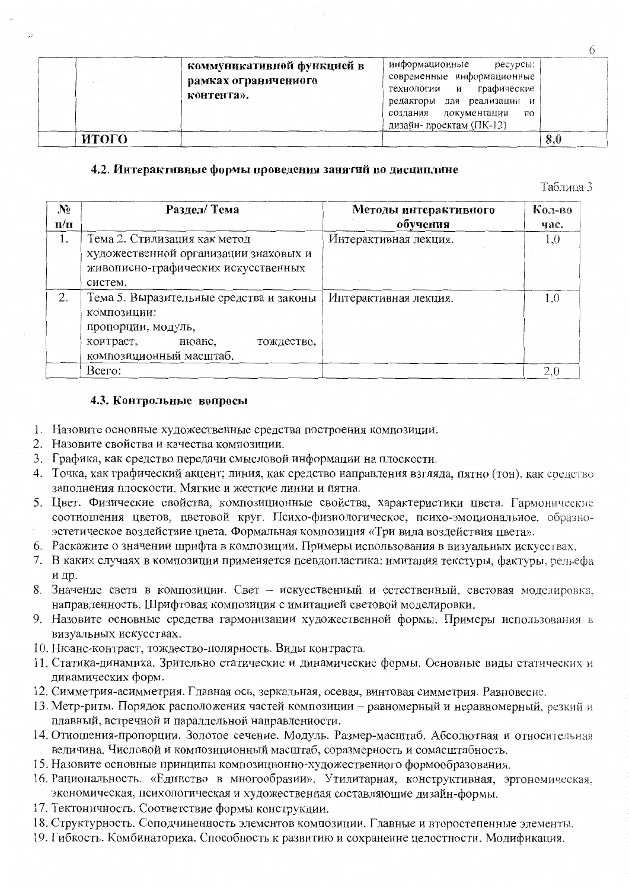| | | коммуникативной функцией в рамках ограниченного контента». | информационные ресурсы: современные информационные технологии и графические редакторы для реализации и создания документации по дизайн- проектам (ПК-12) | |
|---|---|---|---|---|
| | **ИТОГО** | | | **8,0** |

### 4.2. Интерактивные формы проведения занятий по дисциплине

Таблица 3

| № п/п | Раздел/ Тема | Методы интерактивного обучения | Кол-во час. |
|---|---|---|---|
| 1. | Тема 2. Стилизация как метод художественной организации знаковых и живописно-графических искусственных систем. | Интерактивная лекция. | 1,0 |
| 2. | Тема 5. Выразительные средства и законы композиции: пропорции, модуль, контраст, нюанс, тождество, композиционный масштаб. | Интерактивная лекция. | 1,0 |
| | Всего: | | 2,0 |

### 4.3. Контрольные вопросы

1. Назовите основные художественные средства построения композиции.
2. Назовите свойства и качества композиции.
3. Графика, как средство передачи смысловой информации на плоскости.
4. Точка, как графический акцент; линия, как средство направления взгляда, пятно (тон), как средство заполнения плоскости. Мягкие и жесткие линии и пятна.
5. Цвет. Физические свойства, композиционные свойства, характеристики цвета. Гармонические соотношения цветов, цветовой круг. Психо-физиологическое, психо-эмоциональное, образно-эстетическое воздействие цвета. Формальная композиция «Три вида воздействия цвета».
6. Раскажите о значении шрифта в композиции. Примеры использования в визуальных искусствах.
7. В каких случаях в композиции применяется псевдопластика: имитация текстуры, фактуры, рельефа и др.
8. Значение света в композиции. Свет – искусственный и естественный, световая моделировка, направленность. Шрифтовая композиция с имитацией световой моделировки.
9. Назовите основные средства гармонизации художественной формы. Примеры использования в визуальных искусствах.
10. Нюанс-контраст, тождество-полярность. Виды контраста.
11. Статика-динамика. Зрительно статические и динамические формы. Основные виды статических и динамических форм.
12. Симметрия-асимметрия. Главная ось, зеркальная, осевая, винтовая симметрия. Равновесие.
13. Метр-ритм. Порядок расположения частей композиции – равномерный и неравномерный, резкий и плавный, встречной и параллельной направленности.
14. Отношения-пропорции. Золотое сечение. Модуль. Размер-масштаб. Абсолютная и относительная величина. Числовой и композиционный масштаб, соразмерность и сомасштабность.
15. Назовите основные принципы композиционно-художественного формообразования.
16. Рациональность. «Единство в многообразии». Утилитарная, конструктивная, эргономическая, экономическая, психологическая и художественная составляющие дизайн-формы.
17. Тектоничность. Соответствие формы конструкции.
18. Структурность. Соподчиненность элементов композиции. Главные и второстепенные элементы.
19. Гибкость. Комбинаторика. Способность к развитию и сохранение целостности. Модификация.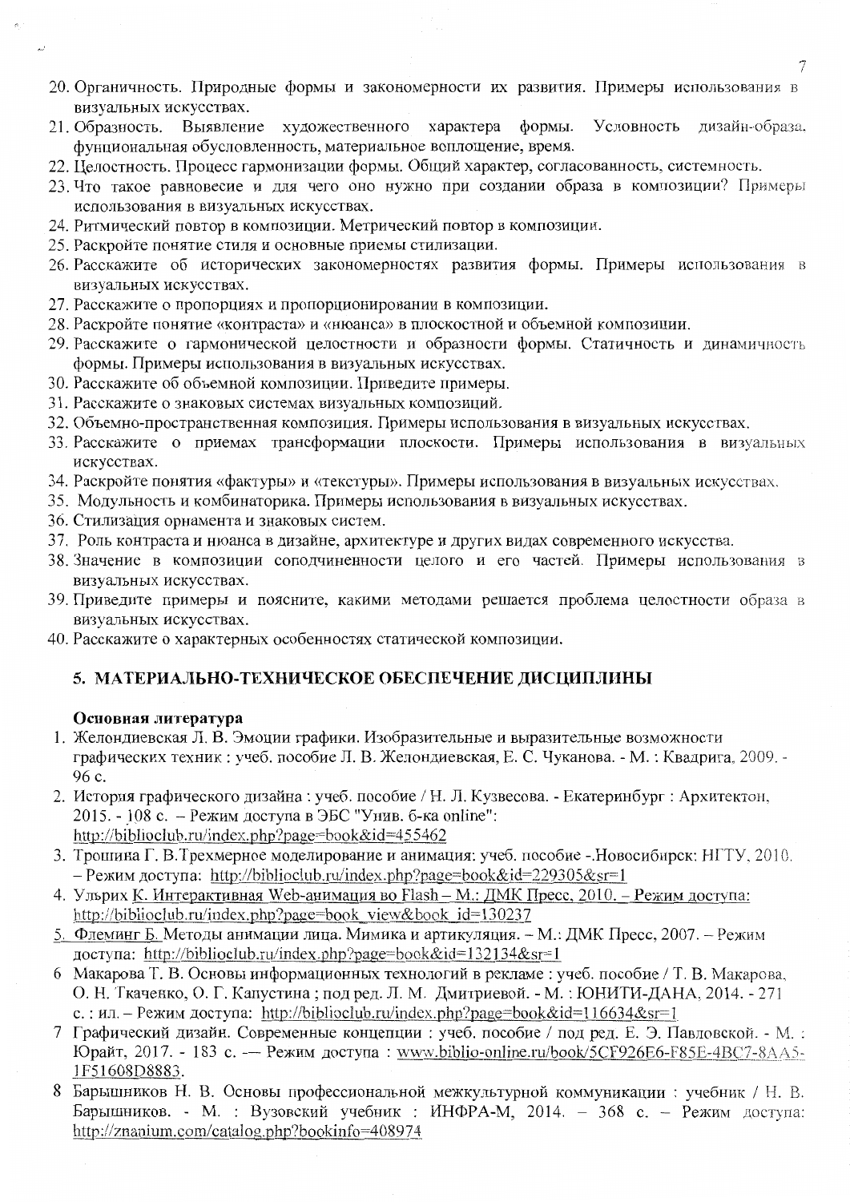20. Органичность. Природные формы и закономерности их развития. Примеры использования в визуальных искусствах.
21. Образность. Выявление художественного характера формы. Условность дизайн-образа, фунциональная обусловленность, материальное воплощение, время.
22. Целостность. Процесс гармонизации формы. Общий характер, согласованность, системность.
23. Что такое равновесие и для чего оно нужно при создании образа в композиции? Примеры использования в визуальных искусствах.
24. Ритмический повтор в композиции. Метрический повтор в композиции.
25. Раскройте понятие стиля и основные приемы стилизации.
26. Расскажите об исторических закономерностях развития формы. Примеры использования в визуальных искусствах.
27. Расскажите о пропорциях и пропорционировании в композиции.
28. Раскройте понятие «контраста» и «нюанса» в плоскостной и объемной композиции.
29. Расскажите о гармонической целостности и образности формы. Статичность и динамичность формы. Примеры использования в визуальных искусствах.
30. Расскажите об объемной композиции. Приведите примеры.
31. Расскажите о знаковых системах визуальных композиций.
32. Объемно-пространственная композиция. Примеры использования в визуальных искусствах.
33. Расскажите о приемах трансформации плоскости. Примеры использования в визуальных искусствах.
34. Раскройте понятия «фактуры» и «текстуры». Примеры использования в визуальных искусствах.
35. Модульность и комбинаторика. Примеры использования в визуальных искусствах.
36. Стилизация орнамента и знаковых систем.
37. Роль контраста и нюанса в дизайне, архитектуре и других видах современного искусства.
38. Значение в композиции соподчиненности целого и его частей. Примеры использования в визуальных искусствах.
39. Приведите примеры и поясните, какими методами решается проблема целостности образа в визуальных искусствах.
40. Расскажите о характерных особенностях статической композиции.

## 5. МАТЕРИАЛЬНО-ТЕХНИЧЕСКОЕ ОБЕСПЕЧЕНИЕ ДИСЦИПЛИНЫ

**Основная литература**

1. Желондиевская Л. В. Эмоции графики. Изобразительные и выразительные возможности графических техник : учеб. пособие Л. В. Желондиевская, Е. С. Чуканова. - М. : Квадрига, 2009. - 96 с.
2. История графического дизайна : учеб. пособие / Н. Л. Кузвесова. - Екатеринбург : Архитектон, 2015. - 108 с. – Режим доступа в ЭБС "Унив. б-ка online": http://biblioclub.ru/index.php?page=book&id=455462
3. Трошина Г. В.Трехмерное моделирование и анимация: учеб. пособие -.Новосибирск: НГТУ, 2010. – Режим доступа: http://biblioclub.ru/index.php?page=book&id=229305&sr=1
4. Ульрих К. Интерактивная Web-анимация во Flash – М.: ДМК Пресс, 2010. – Режим доступа: http://biblioclub.ru/index.php?page=book_view&book_id=130237
5. Флеминг Б. Методы анимации лица. Мимика и артикуляция. – М.: ДМК Пресс, 2007. – Режим доступа: http://biblioclub.ru/index.php?page=book&id=132134&sr=1
6. Макарова Т. В. Основы информационных технологий в рекламе : учеб. пособие / Т. В. Макарова, О. Н. Ткаченко, О. Г. Капустина ; под ред. Л. М. Дмитриевой. - М. : ЮНИТИ-ДАНА, 2014. - 271 с. : ил. – Режим доступа: http://biblioclub.ru/index.php?page=book&id=116634&sr=1
7. Графический дизайн. Современные концепции : учеб. пособие / под ред. Е. Э. Павловской. - М. : Юрайт, 2017. - 183 с. -— Режим доступа : www.biblio-online.ru/book/5CF926E6-F85E-4BC7-8AA5-1F51608D8883.
8. Барышников Н. В. Основы профессиональной межкультурной коммуникации : учебник / Н. В. Барышников. - М. : Вузовский учебник : ИНФРА-М, 2014. – 368 с. – Режим доступа: http://znanium.com/catalog.php?bookinfo=408974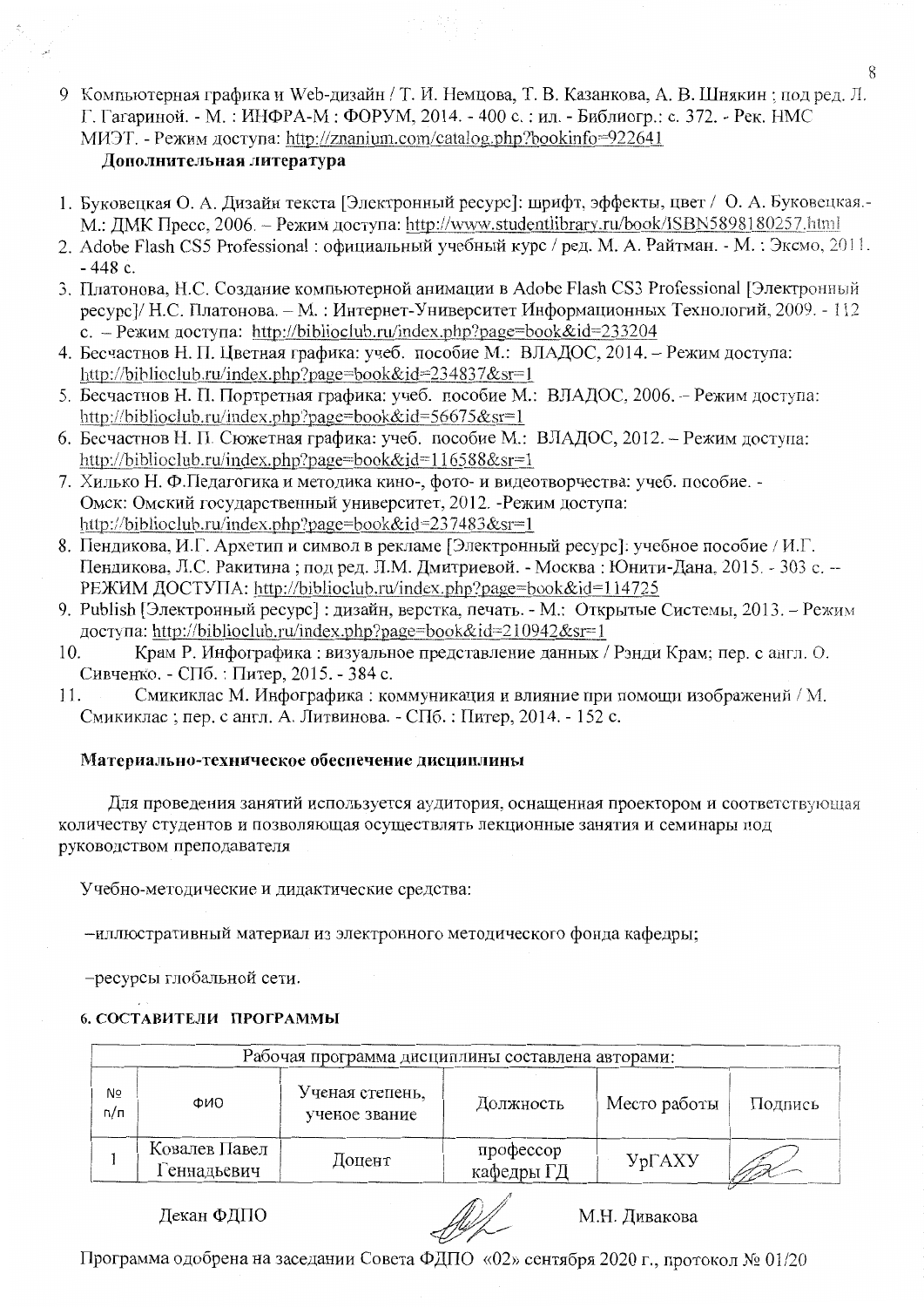9. Компьютерная графика и Web-дизайн / Т. И. Немцова, Т. В. Казанкова, А. В. Шнякин ; под ред. Л. Г. Гагариной. - М. : ИНФРА-М : ФОРУМ, 2014. - 400 с. : ил. - Библиогр.: с. 372. - Рек. НМС МИЭТ. - Режим доступа: http://znanium.com/catalog.php?bookinfo=922641

**Дополнительная литература**

1. Буковецкая О. А. Дизайн текста [Электронный ресурс]: шрифт, эффекты, цвет / О. А. Буковецкая.- М.: ДМК Пресс, 2006. – Режим доступа: http://www.studentlibrary.ru/book/ISBN5898180257.html
2. Adobe Flash CS5 Professional : официальный учебный курс / ред. М. А. Райтман. - М. : Эксмо, 2011. - 448 с.
3. Платонова, Н.С. Создание компьютерной анимации в Adobe Flash CS3 Professional [Электронный ресурс]/ Н.С. Платонова. – М. : Интернет-Университет Информационных Технологий, 2009. - 112 с. – Режим доступа: http://biblioclub.ru/index.php?page=book&id=233204
4. Бесчастнов Н. П. Цветная графика: учеб. пособие М.: ВЛАДОС, 2014. – Режим доступа: http://biblioclub.ru/index.php?page=book&id=234837&sr=1
5. Бесчастнов Н. П. Портретная графика: учеб. пособие М.: ВЛАДОС, 2006. – Режим доступа: http://biblioclub.ru/index.php?page=book&id=56675&sr=1
6. Бесчастнов Н. П. Сюжетная графика: учеб. пособие М.: ВЛАДОС, 2012. – Режим доступа: http://biblioclub.ru/index.php?page=book&id=116588&sr=1
7. Хилько Н. Ф.Педагогика и методика кино-, фото- и видеотворчества: учеб. пособие. - Омск: Омский государственный университет, 2012. -Режим доступа: http://biblioclub.ru/index.php?page=book&id=237483&sr=1
8. Пендикова, И.Г. Архетип и символ в рекламе [Электронный ресурс]: учебное пособие / И.Г. Пендикова, Л.С. Ракитина ; под ред. Л.М. Дмитриевой. - Москва : Юнити-Дана, 2015. - 303 с. -- РЕЖИМ ДОСТУПА: http://biblioclub.ru/index.php?page=book&id=114725
9. Publish [Электронный ресурс] : дизайн, верстка, печать. - М.: Открытые Системы, 2013. – Режим доступа: http://biblioclub.ru/index.php?page=book&id=210942&sr=1
10. Крам Р. Инфографика : визуальное представление данных / Рэнди Крам; пер. с англ. О. Сивченко. - СПб. : Питер, 2015. - 384 с.
11. Смикиклас М. Инфографика : коммуникация и влияние при помощи изображений / М. Смикиклас ; пер. с англ. А. Литвинова. - СПб. : Питер, 2014. - 152 с.

**Материально-техническое обеспечение дисциплины**

Для проведения занятий используется аудитория, оснащенная проектором и соответствующая количеству студентов и позволяющая осуществлять лекционные занятия и семинары под руководством преподавателя

Учебно-методические и дидактические средства:

–иллюстративный материал из электронного методического фонда кафедры;

–ресурсы глобальной сети.

**6. СОСТАВИТЕЛИ ПРОГРАММЫ**

| Рабочая программа дисциплины составлена авторами: | | | | | |
|---|---|---|---|---|---|
| № п/п | ФИО | Ученая степень, ученое звание | Должность | Место работы | Подпись |
| 1 | Ковалев Павел Геннадьевич | Доцент | профессор кафедры ГД | УрГАХУ | |

Декан ФДПО М.Н. Дивакова

Программа одобрена на заседании Совета ФДПО «02» сентября 2020 г., протокол № 01/20